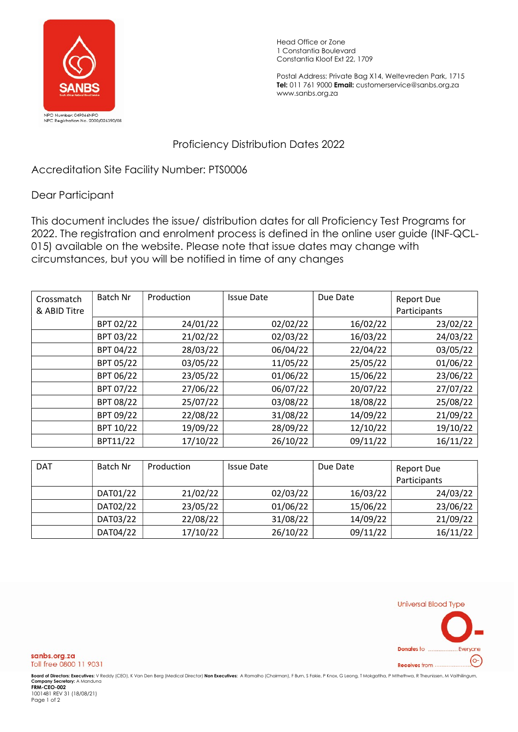NPO Number: 049066NPO
NPC Registration No. 2000/026390/08

Head Office or Zone
1 Constantia Boulevard
Constantia Kloof Ext 22, 1709

Postal Address: Private Bag X14, Weltevreden Park, 1715
**Tel:** 011 761 9000 **Email:** customerservice@sanbs.org.za
www.sanbs.org.za

# Proficiency Distribution Dates 2022

Accreditation Site Facility Number: PTS0006

Dear Participant

This document includes the issue/ distribution dates for all Proficiency Test Programs for 2022. The registration and enrolment process is defined in the online user guide (INF-QCL-015) available on the website. Please note that issue dates may change with circumstances, but you will be notified in time of any changes

| Crossmatch & ABID Titre | Batch Nr | Production | Issue Date | Due Date | Report Due Participants |
|---|---|---|---|---|---|
| | BPT 02/22 | 24/01/22 | 02/02/22 | 16/02/22 | 23/02/22 |
| | BPT 03/22 | 21/02/22 | 02/03/22 | 16/03/22 | 24/03/22 |
| | BPT 04/22 | 28/03/22 | 06/04/22 | 22/04/22 | 03/05/22 |
| | BPT 05/22 | 03/05/22 | 11/05/22 | 25/05/22 | 01/06/22 |
| | BPT 06/22 | 23/05/22 | 01/06/22 | 15/06/22 | 23/06/22 |
| | BPT 07/22 | 27/06/22 | 06/07/22 | 20/07/22 | 27/07/22 |
| | BPT 08/22 | 25/07/22 | 03/08/22 | 18/08/22 | 25/08/22 |
| | BPT 09/22 | 22/08/22 | 31/08/22 | 14/09/22 | 21/09/22 |
| | BPT 10/22 | 19/09/22 | 28/09/22 | 12/10/22 | 19/10/22 |
| | BPT11/22 | 17/10/22 | 26/10/22 | 09/11/22 | 16/11/22 |

| DAT | Batch Nr | Production | Issue Date | Due Date | Report Due Participants |
|---|---|---|---|---|---|
| | DAT01/22 | 21/02/22 | 02/03/22 | 16/03/22 | 24/03/22 |
| | DAT02/22 | 23/05/22 | 01/06/22 | 15/06/22 | 23/06/22 |
| | DAT03/22 | 22/08/22 | 31/08/22 | 14/09/22 | 21/09/22 |
| | DAT04/22 | 17/10/22 | 26/10/22 | 09/11/22 | 16/11/22 |

Universal Blood Type O-
Donates to Everyone
Receives from O-

sanbs.org.za
Toll free 0800 11 9031

**Board of Directors: Executives:** V Reddy (CEO), K Van Den Berg (Medical Director) **Non Executives:** A Ramalho (Chairman), F Burn, S Fakie, P Knox, G Leong, T Mokgatlha, P Mthethwa, R Theunissen, M Vaithilingum,
**Company Secretary:** A Manduna
**FRM-CEO-002**
1001481 REV 31 (18/08/21)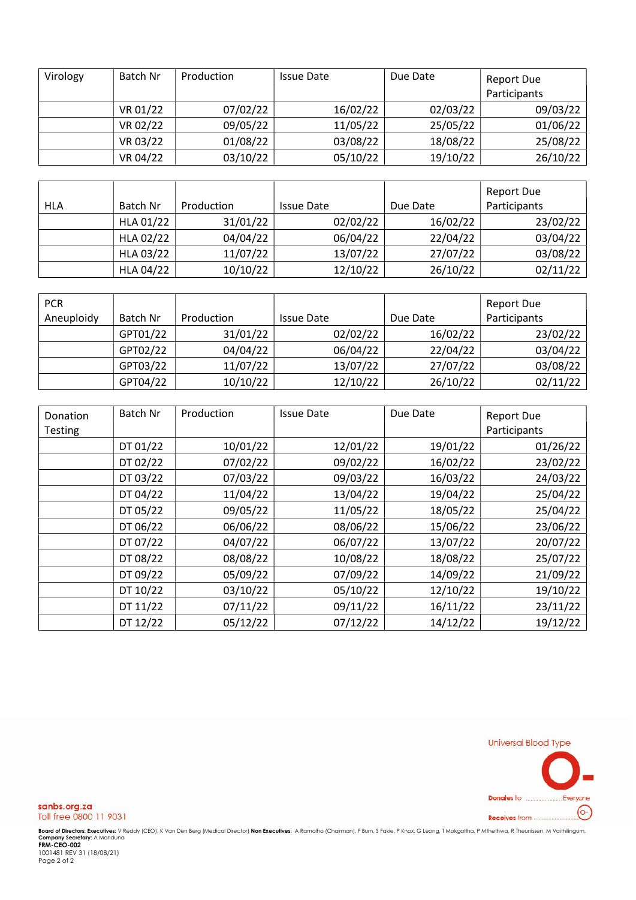| Virology | Batch Nr | Production | Issue Date | Due Date | Report Due Participants |
|---|---|---|---|---|---|
| | VR 01/22 | 07/02/22 | 16/02/22 | 02/03/22 | 09/03/22 |
| | VR 02/22 | 09/05/22 | 11/05/22 | 25/05/22 | 01/06/22 |
| | VR 03/22 | 01/08/22 | 03/08/22 | 18/08/22 | 25/08/22 |
| | VR 04/22 | 03/10/22 | 05/10/22 | 19/10/22 | 26/10/22 |

| HLA | Batch Nr | Production | Issue Date | Due Date | Report Due Participants |
|---|---|---|---|---|---|
| | HLA 01/22 | 31/01/22 | 02/02/22 | 16/02/22 | 23/02/22 |
| | HLA 02/22 | 04/04/22 | 06/04/22 | 22/04/22 | 03/04/22 |
| | HLA 03/22 | 11/07/22 | 13/07/22 | 27/07/22 | 03/08/22 |
| | HLA 04/22 | 10/10/22 | 12/10/22 | 26/10/22 | 02/11/22 |

| PCR Aneuploidy | Batch Nr | Production | Issue Date | Due Date | Report Due Participants |
|---|---|---|---|---|---|
| | GPT01/22 | 31/01/22 | 02/02/22 | 16/02/22 | 23/02/22 |
| | GPT02/22 | 04/04/22 | 06/04/22 | 22/04/22 | 03/04/22 |
| | GPT03/22 | 11/07/22 | 13/07/22 | 27/07/22 | 03/08/22 |
| | GPT04/22 | 10/10/22 | 12/10/22 | 26/10/22 | 02/11/22 |

| Donation Testing | Batch Nr | Production | Issue Date | Due Date | Report Due Participants |
|---|---|---|---|---|---|
| | DT 01/22 | 10/01/22 | 12/01/22 | 19/01/22 | 01/26/22 |
| | DT 02/22 | 07/02/22 | 09/02/22 | 16/02/22 | 23/02/22 |
| | DT 03/22 | 07/03/22 | 09/03/22 | 16/03/22 | 24/03/22 |
| | DT 04/22 | 11/04/22 | 13/04/22 | 19/04/22 | 25/04/22 |
| | DT 05/22 | 09/05/22 | 11/05/22 | 18/05/22 | 25/04/22 |
| | DT 06/22 | 06/06/22 | 08/06/22 | 15/06/22 | 23/06/22 |
| | DT 07/22 | 04/07/22 | 06/07/22 | 13/07/22 | 20/07/22 |
| | DT 08/22 | 08/08/22 | 10/08/22 | 18/08/22 | 25/07/22 |
| | DT 09/22 | 05/09/22 | 07/09/22 | 14/09/22 | 21/09/22 |
| | DT 10/22 | 03/10/22 | 05/10/22 | 12/10/22 | 19/10/22 |
| | DT 11/22 | 07/11/22 | 09/11/22 | 16/11/22 | 23/11/22 |
| | DT 12/22 | 05/12/22 | 07/12/22 | 14/12/22 | 19/12/22 |

Universal Blood Type

O-

Donates to .................... Everyone

Receives from .................... O-

sanbs.org.za
Toll free 0800 11 9031

**Board of Directors: Executives:** V Reddy (CEO), K Van Den Berg (Medical Director) **Non Executives:** A Ramalho (Chairman), F Burn, S Fakie, P Knox, G Leong, T Mokgatlha, P Mthethwa, R Theunissen, M Vaithilingum,
**Company Secretary:** A Manduna
**FRM-CEO-002**
1001481 REV 31 (18/08/21)